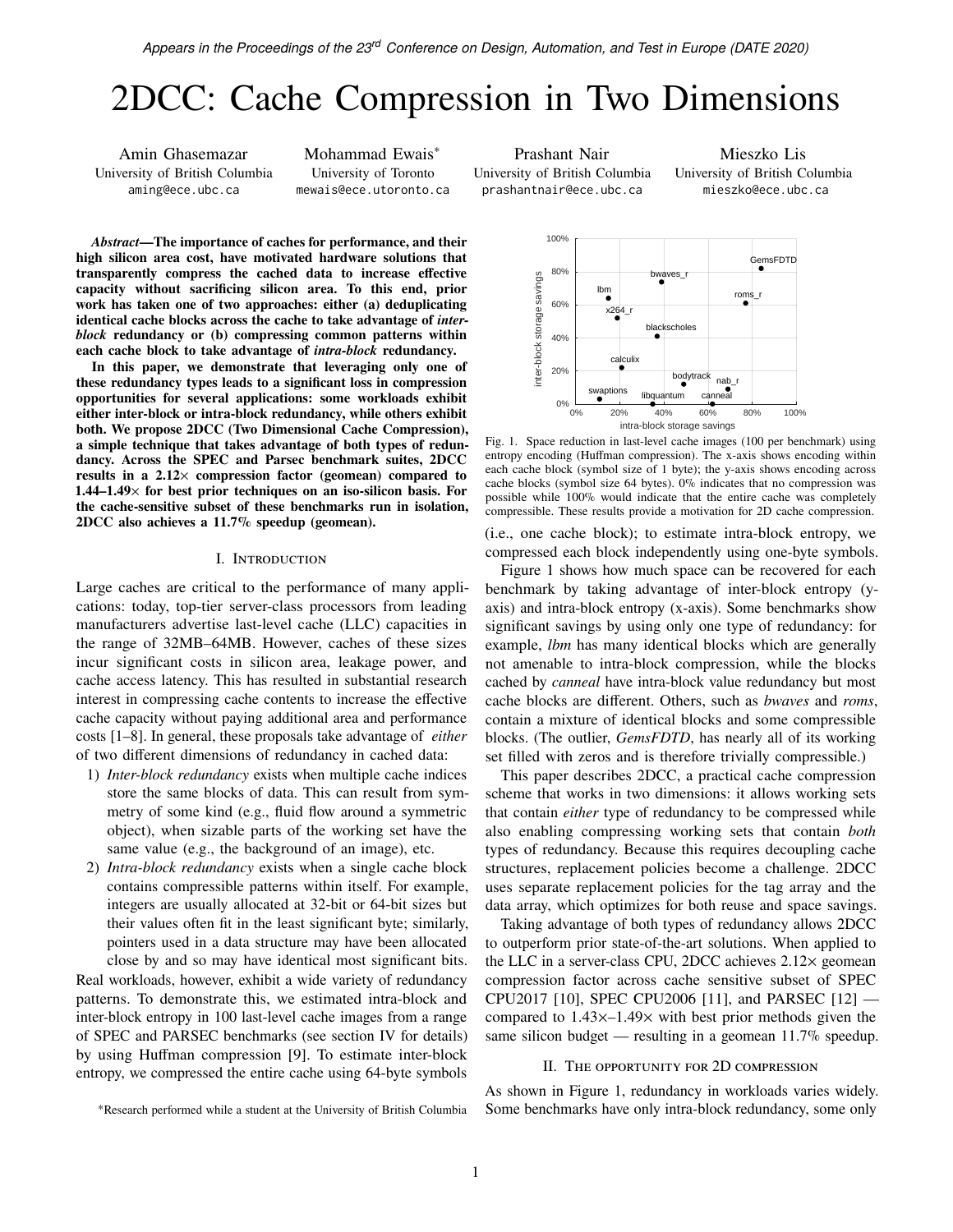*Appears in the Proceedings of the 23rd Conference on Design, Automation, and Test in Europe (DATE 2020)*

# 2DCC: Cache Compression in Two Dimensions

Amin Ghasemazar
University of British Columbia
aming@ece.ubc.ca

Mohammad Ewais*
University of Toronto
mewais@ece.utoronto.ca

Prashant Nair
University of British Columbia
prashantnair@ece.ubc.ca

Mieszko Lis
University of British Columbia
mieszko@ece.ubc.ca

***Abstract*—The importance of caches for performance, and their high silicon area cost, have motivated hardware solutions that transparently compress the cached data to increase effective capacity without sacrificing silicon area. To this end, prior work has taken one of two approaches: either (a) deduplicating identical cache blocks across the cache to take advantage of *inter-block* redundancy or (b) compressing common patterns within each cache block to take advantage of *intra-block* redundancy.**

**In this paper, we demonstrate that leveraging only one of these redundancy types leads to a significant loss in compression opportunities for several applications: some workloads exhibit either inter-block or intra-block redundancy, while others exhibit both. We propose 2DCC (Two Dimensional Cache Compression), a simple technique that takes advantage of both types of redundancy. Across the SPEC and Parsec benchmark suites, 2DCC results in a 2.12× compression factor (geomean) compared to 1.44–1.49× for best prior techniques on an iso-silicon basis. For the cache-sensitive subset of these benchmarks run in isolation, 2DCC also achieves a 11.7% speedup (geomean).**

## I. Introduction

Large caches are critical to the performance of many applications: today, top-tier server-class processors from leading manufacturers advertise last-level cache (LLC) capacities in the range of 32MB–64MB. However, caches of these sizes incur significant costs in silicon area, leakage power, and cache access latency. This has resulted in substantial research interest in compressing cache contents to increase the effective cache capacity without paying additional area and performance costs [1–8]. In general, these proposals take advantage of *either* of two different dimensions of redundancy in cached data:

1) *Inter-block redundancy* exists when multiple cache indices store the same blocks of data. This can result from symmetry of some kind (e.g., fluid flow around a symmetric object), when sizable parts of the working set have the same value (e.g., the background of an image), etc.
2) *Intra-block redundancy* exists when a single cache block contains compressible patterns within itself. For example, integers are usually allocated at 32-bit or 64-bit sizes but their values often fit in the least significant byte; similarly, pointers used in a data structure may have been allocated close by and so may have identical most significant bits.

Real workloads, however, exhibit a wide variety of redundancy patterns. To demonstrate this, we estimated intra-block and inter-block entropy in 100 last-level cache images from a range of SPEC and PARSEC benchmarks (see section IV for details) by using Huffman compression [9]. To estimate inter-block entropy, we compressed the entire cache using 64-byte symbols (i.e., one cache block); to estimate intra-block entropy, we compressed each block independently using one-byte symbols.

Fig. 1. Space reduction in last-level cache images (100 per benchmark) using entropy encoding (Huffman compression). The x-axis shows encoding within each cache block (symbol size of 1 byte); the y-axis shows encoding across cache blocks (symbol size 64 bytes). 0% indicates that no compression was possible while 100% would indicate that the entire cache was completely compressible. These results provide a motivation for 2D cache compression.

Figure 1 shows how much space can be recovered for each benchmark by taking advantage of inter-block entropy (y-axis) and intra-block entropy (x-axis). Some benchmarks show significant savings by using only one type of redundancy: for example, *lbm* has many identical blocks which are generally not amenable to intra-block compression, while the blocks cached by *canneal* have intra-block value redundancy but most cache blocks are different. Others, such as *bwaves* and *roms*, contain a mixture of identical blocks and some compressible blocks. (The outlier, *GemsFDTD*, has nearly all of its working set filled with zeros and is therefore trivially compressible.)

This paper describes 2DCC, a practical cache compression scheme that works in two dimensions: it allows working sets that contain *either* type of redundancy to be compressed while also enabling compressing working sets that contain *both* types of redundancy. Because this requires decoupling cache structures, replacement policies become a challenge. 2DCC uses separate replacement policies for the tag array and the data array, which optimizes for both reuse and space savings.

Taking advantage of both types of redundancy allows 2DCC to outperform prior state-of-the-art solutions. When applied to the LLC in a server-class CPU, 2DCC achieves 2.12× geomean compression factor across cache sensitive subset of SPEC CPU2017 [10], SPEC CPU2006 [11], and PARSEC [12] — compared to 1.43×–1.49× with best prior methods given the same silicon budget — resulting in a geomean 11.7% speedup.

## II. The opportunity for 2D compression

As shown in Figure 1, redundancy in workloads varies widely. Some benchmarks have only intra-block redundancy, some only

*Research performed while a student at the University of British Columbia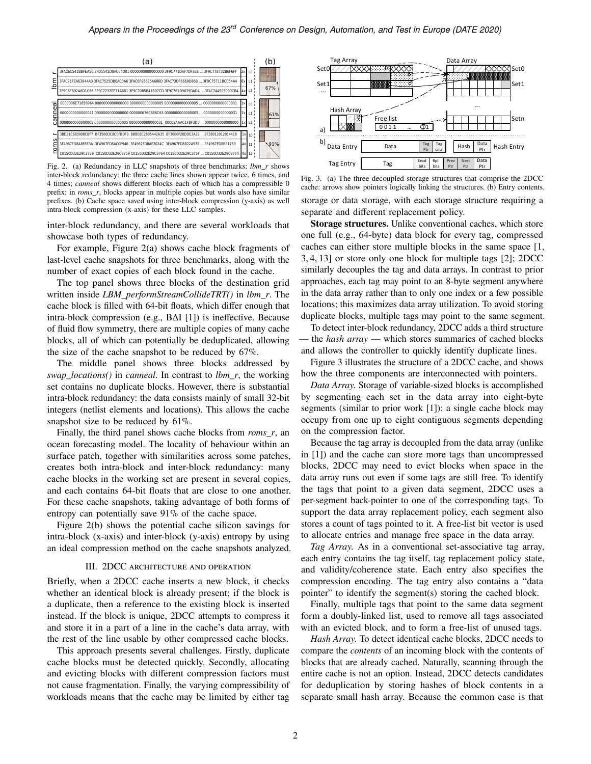Fig. 2. (a) Redundancy in LLC snapshots of three benchmarks: *lbm_r* shows inter-block redundancy: the three cache lines shown appear twice, 6 times, and 4 times; *canneal* shows different blocks each of which has a compressible 0 prefix; in *roms_r*, blocks appear in multiple copies but words also have similar prefixes. (b) Cache space saved using inter-block compression (y-axis) as well intra-block compression (x-axis) for these LLC samples.

inter-block redundancy, and there are several workloads that showcase both types of redundancy.

For example, Figure 2(a) shows cache block fragments of last-level cache snapshots for three benchmarks, along with the number of exact copies of each block found in the cache.

The top panel shows three blocks of the destination grid written inside *LBM_performStreamCollideTRT()* in *lbm_r*. The cache block is filled with 64-bit floats, which differ enough that intra-block compression (e.g., BΔI [1]) is ineffective. Because of fluid flow symmetry, there are multiple copies of many cache blocks, all of which can potentially be deduplicated, allowing the size of the cache snapshot to be reduced by 67%.

The middle panel shows three blocks addressed by *swap_locations()* in *canneal*. In contrast to *lbm_r*, the working set contains no duplicate blocks. However, there is substantial intra-block redundancy: the data consists mainly of small 32-bit integers (netlist elements and locations). This allows the cache snapshot size to be reduced by 61%.

Finally, the third panel shows cache blocks from *roms_r*, an ocean forecasting model. The locality of behaviour within an surface patch, together with similarities across some patches, creates both intra-block and inter-block redundancy: many cache blocks in the working set are present in several copies, and each contains 64-bit floats that are close to one another. For these cache snapshots, taking advantage of both forms of entropy can potentially save 91% of the cache space.

Figure 2(b) shows the potential cache silicon savings for intra-block (x-axis) and inter-block (y-axis) entropy by using an ideal compression method on the cache snapshots analyzed.

## III. 2DCC architecture and operation

Briefly, when a 2DCC cache inserts a new block, it checks whether an identical block is already present; if the block is a duplicate, then a reference to the existing block is inserted instead. If the block is unique, 2DCC attempts to compress it and store it in a part of a line in the cache's data array, with the rest of the line usable by other compressed cache blocks.

This approach presents several challenges. Firstly, duplicate cache blocks must be detected quickly. Secondly, allocating and evicting blocks with different compression factors must not cause fragmentation. Finally, the varying compressibility of workloads means that the cache may be limited by either tag storage or data storage, with each storage structure requiring a separate and different replacement policy.

Fig. 3. (a) The three decoupled storage structures that comprise the 2DCC cache: arrows show pointers logically linking the structures. (b) Entry contents.

**Storage structures.** Unlike conventional caches, which store one full (e.g., 64-byte) data block for every tag, compressed caches can either store multiple blocks in the same space [1, 3, 4, 13] or store only one block for multiple tags [2]; 2DCC similarly decouples the tag and data arrays. In contrast to prior approaches, each tag may point to an 8-byte segment anywhere in the data array rather than to only one index or a few possible locations; this maximizes data array utilization. To avoid storing duplicate blocks, multiple tags may point to the same segment.

To detect inter-block redundancy, 2DCC adds a third structure — the *hash array* — which stores summaries of cached blocks and allows the controller to quickly identify duplicate lines.

Figure 3 illustrates the structure of a 2DCC cache, and shows how the three components are interconnected with pointers.

*Data Array.* Storage of variable-sized blocks is accomplished by segmenting each set in the data array into eight-byte segments (similar to prior work [1]): a single cache block may occupy from one up to eight contiguous segments depending on the compression factor.

Because the tag array is decoupled from the data array (unlike in [1]) and the cache can store more tags than uncompressed blocks, 2DCC may need to evict blocks when space in the data array runs out even if some tags are still free. To identify the tags that point to a given data segment, 2DCC uses a per-segment back-pointer to one of the corresponding tags. To support the data array replacement policy, each segment also stores a count of tags pointed to it. A free-list bit vector is used to allocate entries and manage free space in the data array.

*Tag Array.* As in a conventional set-associative tag array, each entry contains the tag itself, tag replacement policy state, and validity/coherence state. Each entry also specifies the compression encoding. The tag entry also contains a "data pointer" to identify the segment(s) storing the cached block.

Finally, multiple tags that point to the same data segment form a doubly-linked list, used to remove all tags associated with an evicted block, and to form a free-list of unused tags.

*Hash Array.* To detect identical cache blocks, 2DCC needs to compare the *contents* of an incoming block with the contents of blocks that are already cached. Naturally, scanning through the entire cache is not an option. Instead, 2DCC detects candidates for deduplication by storing hashes of block contents in a separate small hash array. Because the common case is that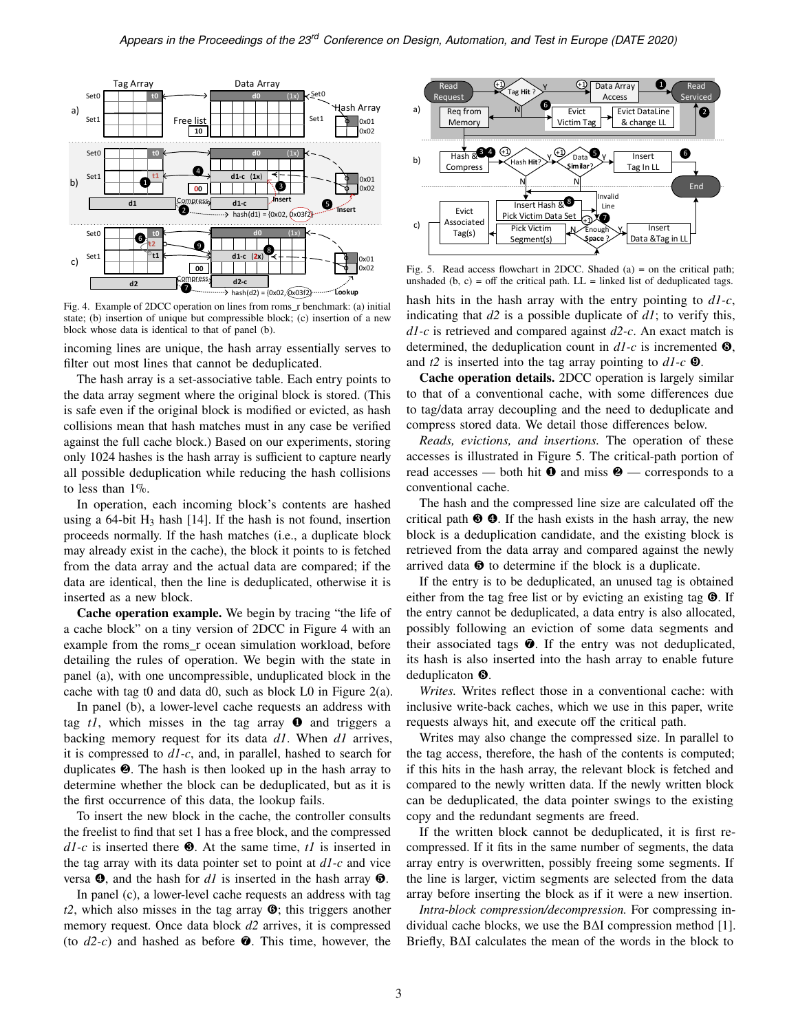Fig. 4. Example of 2DCC operation on lines from roms_r benchmark: (a) initial state; (b) insertion of unique but compressible block; (c) insertion of a new block whose data is identical to that of panel (b).

Fig. 5. Read access flowchart in 2DCC. Shaded (a) = on the critical path; unshaded (b, c) = off the critical path. LL = linked list of deduplicated tags.

incoming lines are unique, the hash array essentially serves to filter out most lines that cannot be deduplicated.

The hash array is a set-associative table. Each entry points to the data array segment where the original block is stored. (This is safe even if the original block is modified or evicted, as hash collisions mean that hash matches must in any case be verified against the full cache block.) Based on our experiments, storing only 1024 hashes is the hash array is sufficient to capture nearly all possible deduplication while reducing the hash collisions to less than 1%.

In operation, each incoming block's contents are hashed using a 64-bit $H_3$ hash [14]. If the hash is not found, insertion proceeds normally. If the hash matches (i.e., a duplicate block may already exist in the cache), the block it points to is fetched from the data array and the actual data are compared; if the data are identical, then the line is deduplicated, otherwise it is inserted as a new block.

**Cache operation example.** We begin by tracing "the life of a cache block" on a tiny version of 2DCC in Figure 4 with an example from the roms_r ocean simulation workload, before detailing the rules of operation. We begin with the state in panel (a), with one uncompressible, unduplicated block in the cache with tag t0 and data d0, such as block L0 in Figure 2(a).

In panel (b), a lower-level cache requests an address with tag *t1*, which misses in the tag array ❶ and triggers a backing memory request for its data *d1*. When *d1* arrives, it is compressed to *d1-c*, and, in parallel, hashed to search for duplicates ❷. The hash is then looked up in the hash array to determine whether the block can be deduplicated, but as it is the first occurrence of this data, the lookup fails.

To insert the new block in the cache, the controller consults the freelist to find that set 1 has a free block, and the compressed *d1-c* is inserted there ❸. At the same time, *t1* is inserted in the tag array with its data pointer set to point at *d1-c* and vice versa ❹, and the hash for *d1* is inserted in the hash array ❺.

In panel (c), a lower-level cache requests an address with tag *t2*, which also misses in the tag array ❻; this triggers another memory request. Once data block *d2* arrives, it is compressed (to *d2-c*) and hashed as before ❼. This time, however, the hash hits in the hash array with the entry pointing to *d1-c*, indicating that *d2* is a possible duplicate of *d1*; to verify this, *d1-c* is retrieved and compared against *d2-c*. An exact match is determined, the deduplication count in *d1-c* is incremented ❽, and *t2* is inserted into the tag array pointing to *d1-c* ❾.

**Cache operation details.** 2DCC operation is largely similar to that of a conventional cache, with some differences due to tag/data array decoupling and the need to deduplicate and compress stored data. We detail those differences below.

*Reads, evictions, and insertions.* The operation of these accesses is illustrated in Figure 5. The critical-path portion of read accesses — both hit ❶ and miss ❷ — corresponds to a conventional cache.

The hash and the compressed line size are calculated off the critical path ❸ ❹. If the hash exists in the hash array, the new block is a deduplication candidate, and the existing block is retrieved from the data array and compared against the newly arrived data ❺ to determine if the block is a duplicate.

If the entry is to be deduplicated, an unused tag is obtained either from the tag free list or by evicting an existing tag ❻. If the entry cannot be deduplicated, a data entry is also allocated, possibly following an eviction of some data segments and their associated tags ❼. If the entry was not deduplicated, its hash is also inserted into the hash array to enable future deduplicaton ❽.

*Writes.* Writes reflect those in a conventional cache: with inclusive write-back caches, which we use in this paper, write requests always hit, and execute off the critical path.

Writes may also change the compressed size. In parallel to the tag access, therefore, the hash of the contents is computed; if this hits in the hash array, the relevant block is fetched and compared to the newly written data. If the newly written block can be deduplicated, the data pointer swings to the existing copy and the redundant segments are freed.

If the written block cannot be deduplicated, it is first re-compressed. If it fits in the same number of segments, the data array entry is overwritten, possibly freeing some segments. If the line is larger, victim segments are selected from the data array before inserting the block as if it were a new insertion.

*Intra-block compression/decompression.* For compressing individual cache blocks, we use the BΔI compression method [1]. Briefly, BΔI calculates the mean of the words in the block to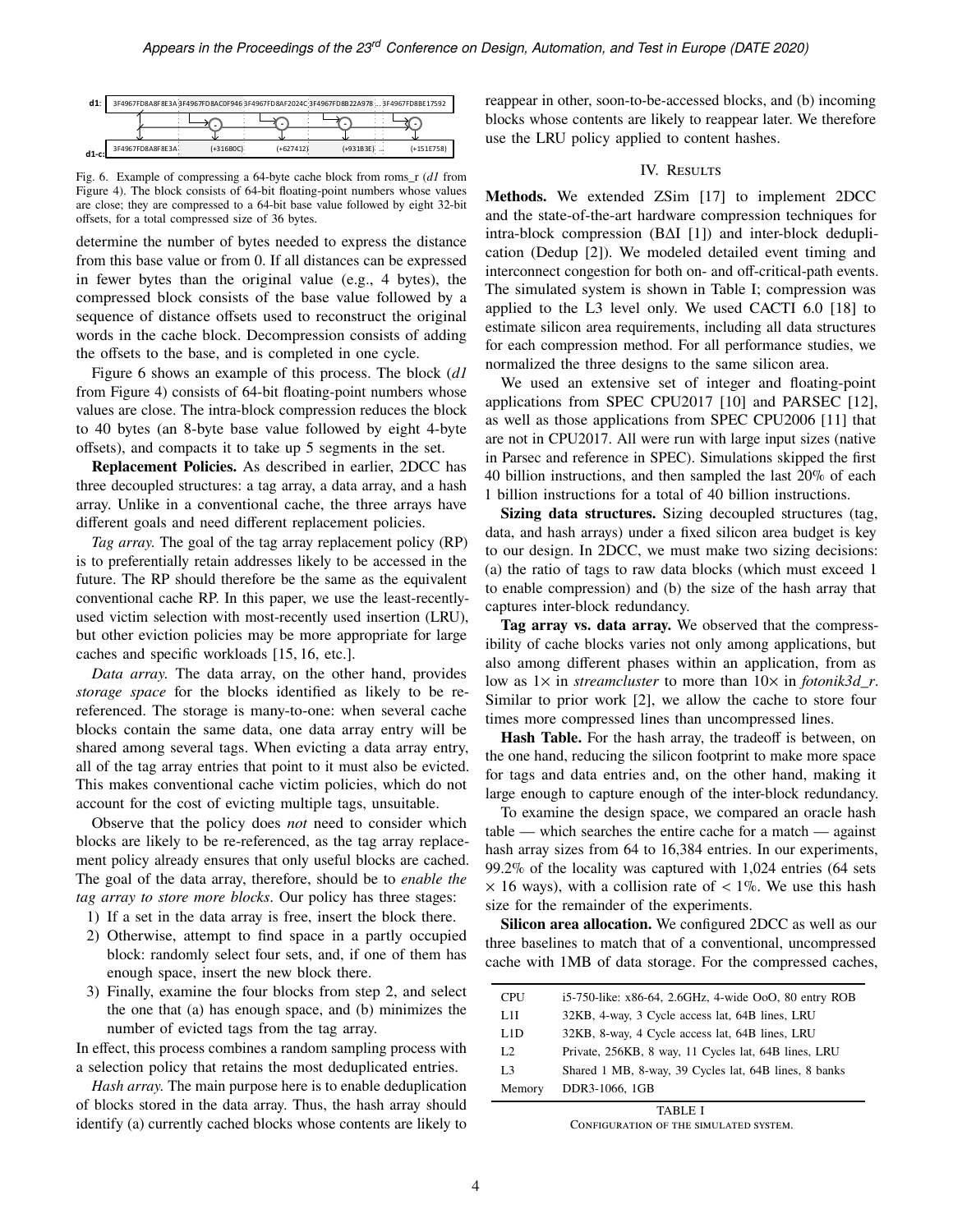Fig. 6. Example of compressing a 64-byte cache block from roms_r (*d1* from Figure 4). The block consists of 64-bit floating-point numbers whose values are close; they are compressed to a 64-bit base value followed by eight 32-bit offsets, for a total compressed size of 36 bytes.

determine the number of bytes needed to express the distance from this base value or from 0. If all distances can be expressed in fewer bytes than the original value (e.g., 4 bytes), the compressed block consists of the base value followed by a sequence of distance offsets used to reconstruct the original words in the cache block. Decompression consists of adding the offsets to the base, and is completed in one cycle.

Figure 6 shows an example of this process. The block (*d1* from Figure 4) consists of 64-bit floating-point numbers whose values are close. The intra-block compression reduces the block to 40 bytes (an 8-byte base value followed by eight 4-byte offsets), and compacts it to take up 5 segments in the set.

**Replacement Policies.** As described in earlier, 2DCC has three decoupled structures: a tag array, a data array, and a hash array. Unlike in a conventional cache, the three arrays have different goals and need different replacement policies.

*Tag array.* The goal of the tag array replacement policy (RP) is to preferentially retain addresses likely to be accessed in the future. The RP should therefore be the same as the equivalent conventional cache RP. In this paper, we use the least-recently-used victim selection with most-recently used insertion (LRU), but other eviction policies may be more appropriate for large caches and specific workloads [15, 16, etc.].

*Data array.* The data array, on the other hand, provides *storage space* for the blocks identified as likely to be re-referenced. The storage is many-to-one: when several cache blocks contain the same data, one data array entry will be shared among several tags. When evicting a data array entry, all of the tag array entries that point to it must also be evicted. This makes conventional cache victim policies, which do not account for the cost of evicting multiple tags, unsuitable.

Observe that the policy does *not* need to consider which blocks are likely to be re-referenced, as the tag array replacement policy already ensures that only useful blocks are cached. The goal of the data array, therefore, should be to *enable the tag array to store more blocks*. Our policy has three stages:

1) If a set in the data array is free, insert the block there.
2) Otherwise, attempt to find space in a partly occupied block: randomly select four sets, and, if one of them has enough space, insert the new block there.
3) Finally, examine the four blocks from step 2, and select the one that (a) has enough space, and (b) minimizes the number of evicted tags from the tag array.

In effect, this process combines a random sampling process with a selection policy that retains the most deduplicated entries.

*Hash array.* The main purpose here is to enable deduplication of blocks stored in the data array. Thus, the hash array should identify (a) currently cached blocks whose contents are likely to reappear in other, soon-to-be-accessed blocks, and (b) incoming blocks whose contents are likely to reappear later. We therefore use the LRU policy applied to content hashes.

## IV. Results

**Methods.** We extended ZSim [17] to implement 2DCC and the state-of-the-art hardware compression techniques for intra-block compression (BΔI [1]) and inter-block deduplication (Dedup [2]). We modeled detailed event timing and interconnect congestion for both on- and off-critical-path events. The simulated system is shown in Table I; compression was applied to the L3 level only. We used CACTI 6.0 [18] to estimate silicon area requirements, including all data structures for each compression method. For all performance studies, we normalized the three designs to the same silicon area.

We used an extensive set of integer and floating-point applications from SPEC CPU2017 [10] and PARSEC [12], as well as those applications from SPEC CPU2006 [11] that are not in CPU2017. All were run with large input sizes (native in Parsec and reference in SPEC). Simulations skipped the first 40 billion instructions, and then sampled the last 20% of each 1 billion instructions for a total of 40 billion instructions.

**Sizing data structures.** Sizing decoupled structures (tag, data, and hash arrays) under a fixed silicon area budget is key to our design. In 2DCC, we must make two sizing decisions: (a) the ratio of tags to raw data blocks (which must exceed 1 to enable compression) and (b) the size of the hash array that captures inter-block redundancy.

**Tag array vs. data array.** We observed that the compressibility of cache blocks varies not only among applications, but also among different phases within an application, from as low as 1× in *streamcluster* to more than 10× in *fotonik3d_r*. Similar to prior work [2], we allow the cache to store four times more compressed lines than uncompressed lines.

**Hash Table.** For the hash array, the tradeoff is between, on the one hand, reducing the silicon footprint to make more space for tags and data entries and, on the other hand, making it large enough to capture enough of the inter-block redundancy.

To examine the design space, we compared an oracle hash table — which searches the entire cache for a match — against hash array sizes from 64 to 16,384 entries. In our experiments, 99.2% of the locality was captured with 1,024 entries (64 sets × 16 ways), with a collision rate of < 1%. We use this hash size for the remainder of the experiments.

**Silicon area allocation.** We configured 2DCC as well as our three baselines to match that of a conventional, uncompressed cache with 1MB of data storage. For the compressed caches,

| | |
|---|---|
| CPU | i5-750-like: x86-64, 2.6GHz, 4-wide OoO, 80 entry ROB |
| L1I | 32KB, 4-way, 3 Cycle access lat, 64B lines, LRU |
| L1D | 32KB, 8-way, 4 Cycle access lat, 64B lines, LRU |
| L2 | Private, 256KB, 8 way, 11 Cycles lat, 64B lines, LRU |
| L3 | Shared 1 MB, 8-way, 39 Cycles lat, 64B lines, 8 banks |
| Memory | DDR3-1066, 1GB |

TABLE I
Configuration of the simulated system.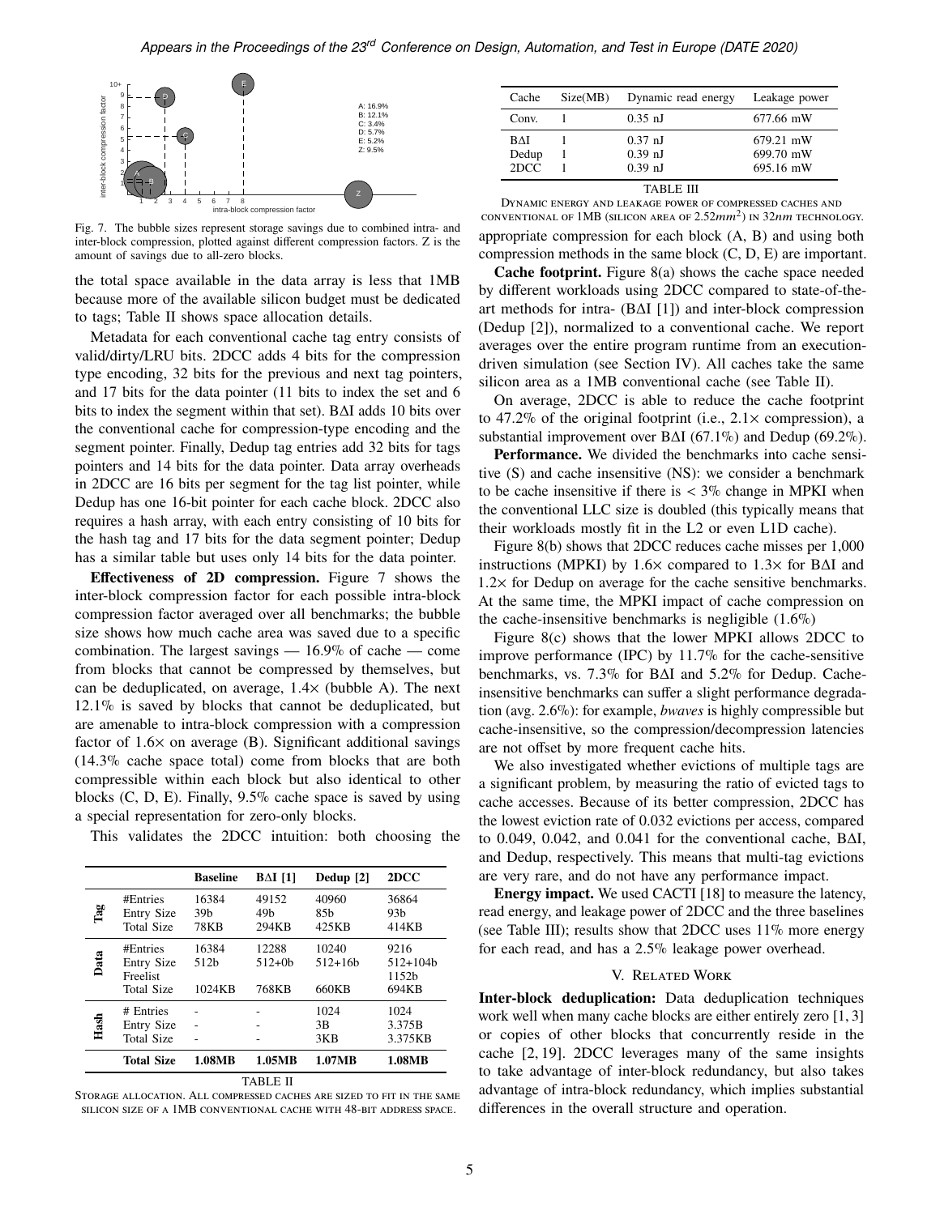Fig. 7. The bubble sizes represent storage savings due to combined intra- and inter-block compression, plotted against different compression factors. Z is the amount of savings due to all-zero blocks.

the total space available in the data array is less that 1MB because more of the available silicon budget must be dedicated to tags; Table II shows space allocation details.

Metadata for each conventional cache tag entry consists of valid/dirty/LRU bits. 2DCC adds 4 bits for the compression type encoding, 32 bits for the previous and next tag pointers, and 17 bits for the data pointer (11 bits to index the set and 6 bits to index the segment within that set). BΔI adds 10 bits over the conventional cache for compression-type encoding and the segment pointer. Finally, Dedup tag entries add 32 bits for tags pointers and 14 bits for the data pointer. Data array overheads in 2DCC are 16 bits per segment for the tag list pointer, while Dedup has one 16-bit pointer for each cache block. 2DCC also requires a hash array, with each entry consisting of 10 bits for the hash tag and 17 bits for the data segment pointer; Dedup has a similar table but uses only 14 bits for the data pointer.

**Effectiveness of 2D compression.** Figure 7 shows the inter-block compression factor for each possible intra-block compression factor averaged over all benchmarks; the bubble size shows how much cache area was saved due to a specific combination. The largest savings — 16.9% of cache — come from blocks that cannot be compressed by themselves, but can be deduplicated, on average, 1.4× (bubble A). The next 12.1% is saved by blocks that cannot be deduplicated, but are amenable to intra-block compression with a compression factor of 1.6× on average (B). Significant additional savings (14.3% cache space total) come from blocks that are both compressible within each block but also identical to other blocks (C, D, E). Finally, 9.5% cache space is saved by using a special representation for zero-only blocks.

This validates the 2DCC intuition: both choosing the appropriate compression for each block (A, B) and using both compression methods in the same block (C, D, E) are important.

| | | Baseline | BΔI [1] | Dedup [2] | 2DCC |
|---|---|---|---|---|---|
| Tag | #Entries | 16384 | 49152 | 40960 | 36864 |
| | Entry Size | 39b | 49b | 85b | 93b |
| | Total Size | 78KB | 294KB | 425KB | 414KB |
| Data | #Entries | 16384 | 12288 | 10240 | 9216 |
| | Entry Size | 512b | 512+0b | 512+16b | 512+104b |
| | Freelist | | | | 1152b |
| | Total Size | 1024KB | 768KB | 660KB | 694KB |
| Hash | # Entries | - | - | 1024 | 1024 |
| | Entry Size | - | - | 3B | 3.375B |
| | Total Size | - | - | 3KB | 3.375KB |
| | **Total Size** | **1.08MB** | **1.05MB** | **1.07MB** | **1.08MB** |

TABLE II

STORAGE ALLOCATION. ALL COMPRESSED CACHES ARE SIZED TO FIT IN THE SAME SILICON SIZE OF A 1MB CONVENTIONAL CACHE WITH 48-BIT ADDRESS SPACE.

| Cache | Size(MB) | Dynamic read energy | Leakage power |
|---|---|---|---|
| Conv. | 1 | 0.35 nJ | 677.66 mW |
| BΔI | 1 | 0.37 nJ | 679.21 mW |
| Dedup | 1 | 0.39 nJ | 699.70 mW |
| 2DCC | 1 | 0.39 nJ | 695.16 mW |

TABLE III

DYNAMIC ENERGY AND LEAKAGE POWER OF COMPRESSED CACHES AND CONVENTIONAL OF 1MB (SILICON AREA OF $2.52mm^2$) IN $32nm$ TECHNOLOGY.

**Cache footprint.** Figure 8(a) shows the cache space needed by different workloads using 2DCC compared to state-of-the-art methods for intra- (BΔI [1]) and inter-block compression (Dedup [2]), normalized to a conventional cache. We report averages over the entire program runtime from an execution-driven simulation (see Section IV). All caches take the same silicon area as a 1MB conventional cache (see Table II).

On average, 2DCC is able to reduce the cache footprint to 47.2% of the original footprint (i.e., 2.1× compression), a substantial improvement over BΔI (67.1%) and Dedup (69.2%).

**Performance.** We divided the benchmarks into cache sensitive (S) and cache insensitive (NS): we consider a benchmark to be cache insensitive if there is < 3% change in MPKI when the conventional LLC size is doubled (this typically means that their workloads mostly fit in the L2 or even L1D cache).

Figure 8(b) shows that 2DCC reduces cache misses per 1,000 instructions (MPKI) by 1.6× compared to 1.3× for BΔI and 1.2× for Dedup on average for the cache sensitive benchmarks. At the same time, the MPKI impact of cache compression on the cache-insensitive benchmarks is negligible (1.6%)

Figure 8(c) shows that the lower MPKI allows 2DCC to improve performance (IPC) by 11.7% for the cache-sensitive benchmarks, vs. 7.3% for BΔI and 5.2% for Dedup. Cache-insensitive benchmarks can suffer a slight performance degradation (avg. 2.6%): for example, *bwaves* is highly compressible but cache-insensitive, so the compression/decompression latencies are not offset by more frequent cache hits.

We also investigated whether evictions of multiple tags are a significant problem, by measuring the ratio of evicted tags to cache accesses. Because of its better compression, 2DCC has the lowest eviction rate of 0.032 evictions per access, compared to 0.049, 0.042, and 0.041 for the conventional cache, BΔI, and Dedup, respectively. This means that multi-tag evictions are very rare, and do not have any performance impact.

**Energy impact.** We used CACTI [18] to measure the latency, read energy, and leakage power of 2DCC and the three baselines (see Table III); results show that 2DCC uses 11% more energy for each read, and has a 2.5% leakage power overhead.

## V. RELATED WORK

**Inter-block deduplication:** Data deduplication techniques work well when many cache blocks are either entirely zero [1, 3] or copies of other blocks that concurrently reside in the cache [2, 19]. 2DCC leverages many of the same insights to take advantage of inter-block redundancy, but also takes advantage of intra-block redundancy, which implies substantial differences in the overall structure and operation.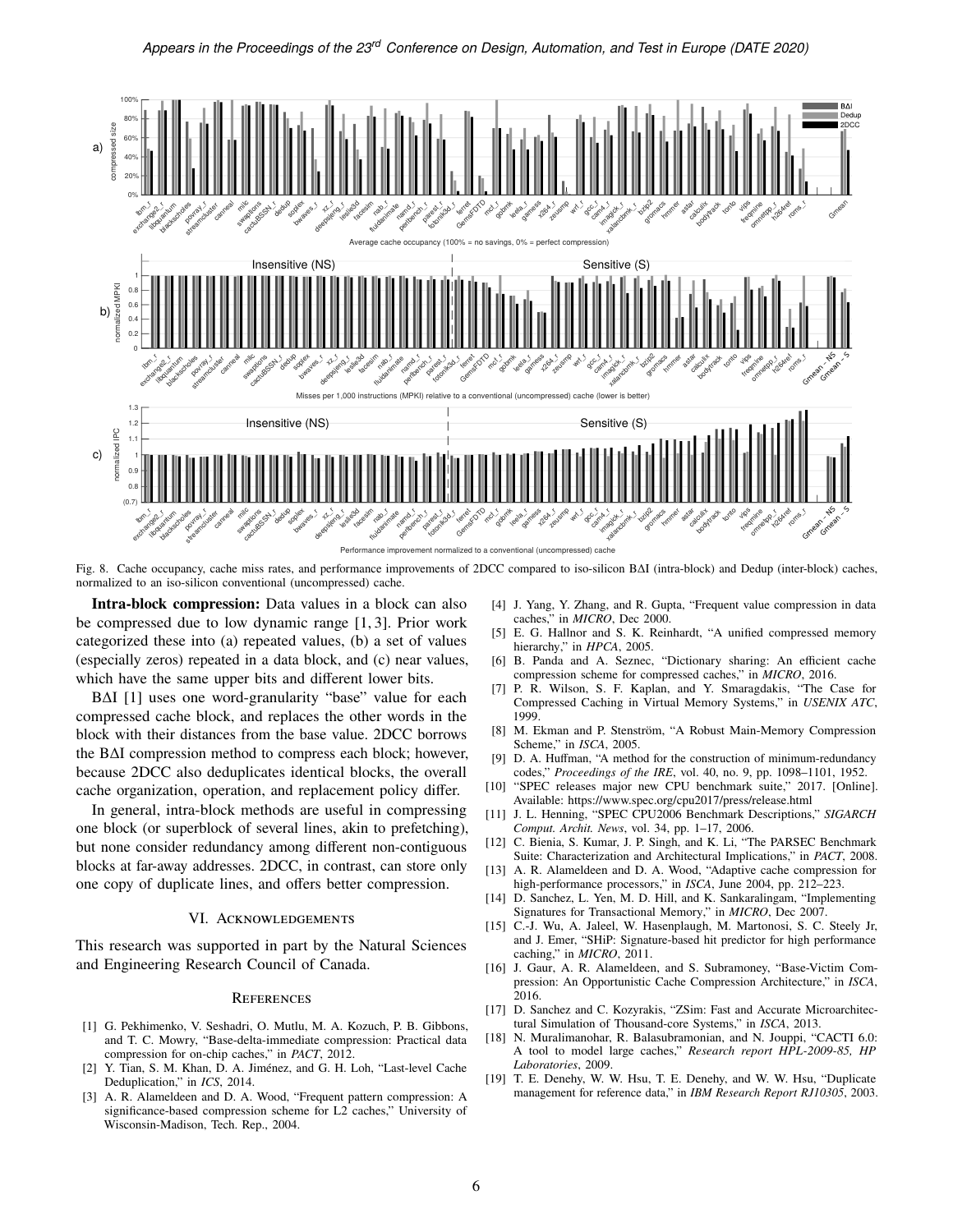a)

100%
80%
60%
40%
20%
0%

compressed size

BΔI
Dedup
2DCC

lbm_r exchange2_r libquantum blackscholes povray_r streamcluster canneal milc swaptions cactuBSSN_r dedup soplex bwaves_r xz_r deepsjeng_r leslie3d facesim nab_r fluidanimate namd_r perlbench_r parest_r fotonik3d_r ferret GemsFDTD mcf_r gobmk leela_r gamess x264_r zeusmp wrf_r gcc_r cam4_r imagick_r xalancbmk_r bzip2 gromacs hmmer astar calculix bodytrack tonto vips freqmine omnetpp_r h264ref roms_r Gmean

Average cache occupancy (100% = no savings, 0% = perfect compression)

b)

Insensitive (NS)
Sensitive (S)

1
0.8
0.6
0.4
0.2
0

normalized MPKI

lbm_r exchange2_r libquantum blackscholes povray_r streamcluster canneal milc swaptions cactuBSSN_r dedup soplex bwaves_r xz_r deepsjeng_r leslie3d facesim nab_r fluidanimate namd_r perlbench_r parest_r fotonik3d_r ferret GemsFDTD mcf_r gobmk leela_r gamess x264_r zeusmp wrf_r gcc_r cam4_r imagick_r xalancbmk_r bzip2 gromacs hmmer astar calculix bodytrack tonto vips freqmine omnetpp_r h264ref roms_r Gmean - NS Gmean - S

Misses per 1,000 instructions (MPKI) relative to a conventional (uncompressed) cache (lower is better)

c)

Insensitive (NS)
Sensitive (S)

1.3
1.2
1.1
1
0.9
0.8
(0.7)

normalized IPC

lbm_r exchange2_r libquantum blackscholes povray_r streamcluster canneal milc swaptions cactuBSSN_r dedup soplex bwaves_r xz_r deepsjeng_r leslie3d facesim nab_r fluidanimate namd_r perlbench_r parest_r fotonik3d_r ferret GemsFDTD mcf_r gobmk leela_r gamess x264_r zeusmp wrf_r gcc_r cam4_r imagick_r xalancbmk_r bzip2 gromacs hmmer astar calculix bodytrack tonto vips freqmine omnetpp_r h264ref roms_r Gmean - NS Gmean - S

Performance improvement normalized to a conventional (uncompressed) cache

Fig. 8. Cache occupancy, cache miss rates, and performance improvements of 2DCC compared to iso-silicon BΔI (intra-block) and Dedup (inter-block) caches, normalized to an iso-silicon conventional (uncompressed) cache.

**Intra-block compression:** Data values in a block can also be compressed due to low dynamic range [1, 3]. Prior work categorized these into (a) repeated values, (b) a set of values (especially zeros) repeated in a data block, and (c) near values, which have the same upper bits and different lower bits.

BΔI [1] uses one word-granularity "base" value for each compressed cache block, and replaces the other words in the block with their distances from the base value. 2DCC borrows the BΔI compression method to compress each block; however, because 2DCC also deduplicates identical blocks, the overall cache organization, operation, and replacement policy differ.

In general, intra-block methods are useful in compressing one block (or superblock of several lines, akin to prefetching), but none consider redundancy among different non-contiguous blocks at far-away addresses. 2DCC, in contrast, can store only one copy of duplicate lines, and offers better compression.

## VI. Acknowledgements

This research was supported in part by the Natural Sciences and Engineering Research Council of Canada.

## References

[1] G. Pekhimenko, V. Seshadri, O. Mutlu, M. A. Kozuch, P. B. Gibbons, and T. C. Mowry, "Base-delta-immediate compression: Practical data compression for on-chip caches," in *PACT*, 2012.

[2] Y. Tian, S. M. Khan, D. A. Jiménez, and G. H. Loh, "Last-level Cache Deduplication," in *ICS*, 2014.

[3] A. R. Alameldeen and D. A. Wood, "Frequent pattern compression: A significance-based compression scheme for L2 caches," University of Wisconsin-Madison, Tech. Rep., 2004.

[4] J. Yang, Y. Zhang, and R. Gupta, "Frequent value compression in data caches," in *MICRO*, Dec 2000.

[5] E. G. Hallnor and S. K. Reinhardt, "A unified compressed memory hierarchy," in *HPCA*, 2005.

[6] B. Panda and A. Seznec, "Dictionary sharing: An efficient cache compression scheme for compressed caches," in *MICRO*, 2016.

[7] P. R. Wilson, S. F. Kaplan, and Y. Smaragdakis, "The Case for Compressed Caching in Virtual Memory Systems," in *USENIX ATC*, 1999.

[8] M. Ekman and P. Stenström, "A Robust Main-Memory Compression Scheme," in *ISCA*, 2005.

[9] D. A. Huffman, "A method for the construction of minimum-redundancy codes," *Proceedings of the IRE*, vol. 40, no. 9, pp. 1098–1101, 1952.

[10] "SPEC releases major new CPU benchmark suite," 2017. [Online]. Available: https://www.spec.org/cpu2017/press/release.html

[11] J. L. Henning, "SPEC CPU2006 Benchmark Descriptions," *SIGARCH Comput. Archit. News*, vol. 34, pp. 1–17, 2006.

[12] C. Bienia, S. Kumar, J. P. Singh, and K. Li, "The PARSEC Benchmark Suite: Characterization and Architectural Implications," in *PACT*, 2008.

[13] A. R. Alameldeen and D. A. Wood, "Adaptive cache compression for high-performance processors," in *ISCA*, June 2004, pp. 212–223.

[14] D. Sanchez, L. Yen, M. D. Hill, and K. Sankaralingam, "Implementing Signatures for Transactional Memory," in *MICRO*, Dec 2007.

[15] C.-J. Wu, A. Jaleel, W. Hasenplaugh, M. Martonosi, S. C. Steely Jr, and J. Emer, "SHiP: Signature-based hit predictor for high performance caching," in *MICRO*, 2011.

[16] J. Gaur, A. R. Alameldeen, and S. Subramoney, "Base-Victim Compression: An Opportunistic Cache Compression Architecture," in *ISCA*, 2016.

[17] D. Sanchez and C. Kozyrakis, "ZSim: Fast and Accurate Microarchitectural Simulation of Thousand-core Systems," in *ISCA*, 2013.

[18] N. Muralimanohar, R. Balasubramonian, and N. Jouppi, "CACTI 6.0: A tool to model large caches," *Research report HPL-2009-85, HP Laboratories*, 2009.

[19] T. E. Denehy, W. W. Hsu, T. E. Denehy, and W. W. Hsu, "Duplicate management for reference data," in *IBM Research Report RJ10305*, 2003.